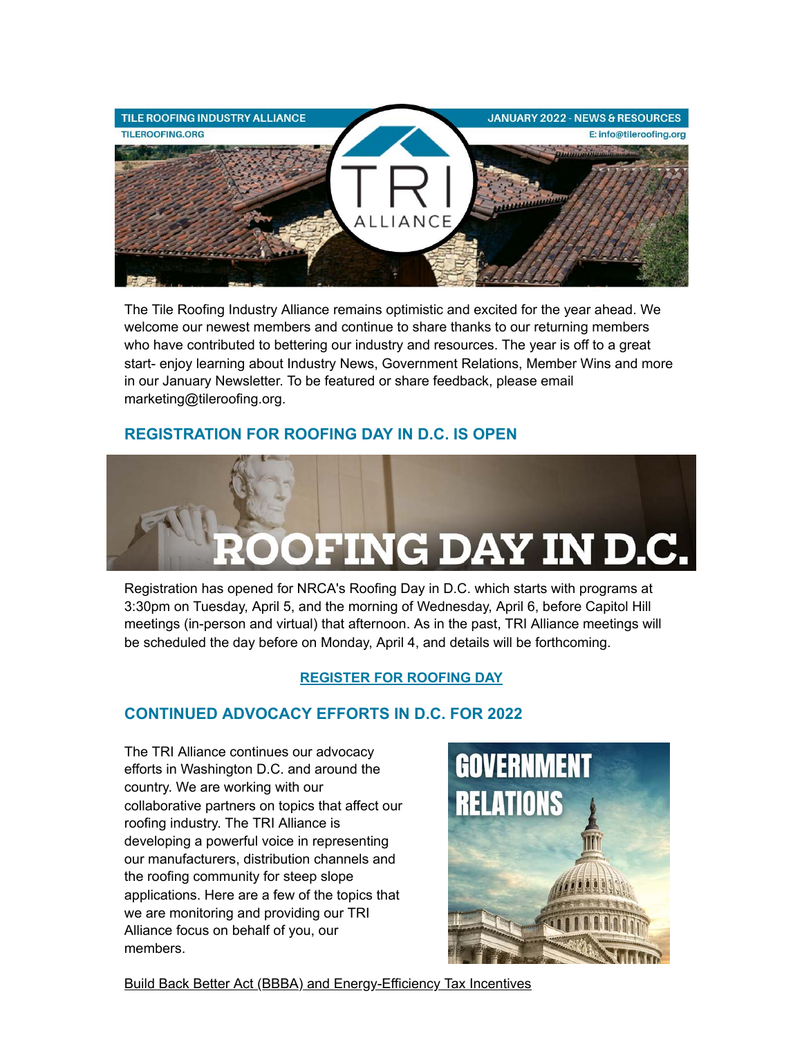TILE ROOFING INDUSTRY ALLIANCE
TILEROOFING.ORG

JANUARY 2022 - NEWS & RESOURCES
E: info@tileroofing.org

The Tile Roofing Industry Alliance remains optimistic and excited for the year ahead. We welcome our newest members and continue to share thanks to our returning members who have contributed to bettering our industry and resources. The year is off to a great start- enjoy learning about Industry News, Government Relations, Member Wins and more in our January Newsletter. To be featured or share feedback, please email marketing@tileroofing.org.

## REGISTRATION FOR ROOFING DAY IN D.C. IS OPEN

Registration has opened for NRCA's Roofing Day in D.C. which starts with programs at 3:30pm on Tuesday, April 5, and the morning of Wednesday, April 6, before Capitol Hill meetings (in-person and virtual) that afternoon. As in the past, TRI Alliance meetings will be scheduled the day before on Monday, April 4, and details will be forthcoming.

REGISTER FOR ROOFING DAY

## CONTINUED ADVOCACY EFFORTS IN D.C. FOR 2022

The TRI Alliance continues our advocacy efforts in Washington D.C. and around the country. We are working with our collaborative partners on topics that affect our roofing industry. The TRI Alliance is developing a powerful voice in representing our manufacturers, distribution channels and the roofing community for steep slope applications. Here are a few of the topics that we are monitoring and providing our TRI Alliance focus on behalf of you, our members.

Build Back Better Act (BBBA) and Energy-Efficiency Tax Incentives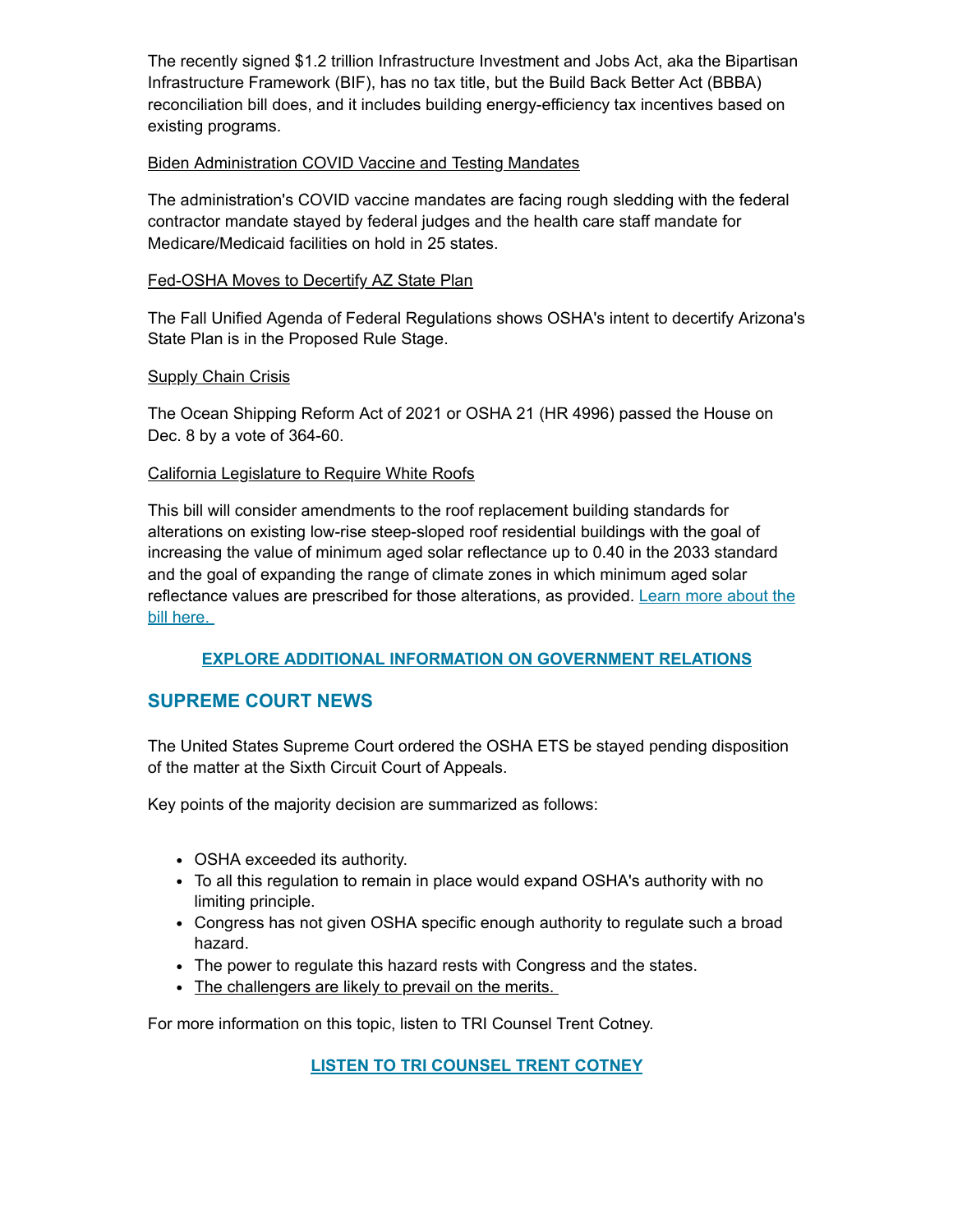The recently signed $1.2 trillion Infrastructure Investment and Jobs Act, aka the Bipartisan Infrastructure Framework (BIF), has no tax title, but the Build Back Better Act (BBBA) reconciliation bill does, and it includes building energy-efficiency tax incentives based on existing programs.

Biden Administration COVID Vaccine and Testing Mandates

The administration's COVID vaccine mandates are facing rough sledding with the federal contractor mandate stayed by federal judges and the health care staff mandate for Medicare/Medicaid facilities on hold in 25 states.

Fed-OSHA Moves to Decertify AZ State Plan

The Fall Unified Agenda of Federal Regulations shows OSHA's intent to decertify Arizona's State Plan is in the Proposed Rule Stage.

Supply Chain Crisis

The Ocean Shipping Reform Act of 2021 or OSHA 21 (HR 4996) passed the House on Dec. 8 by a vote of 364-60.

California Legislature to Require White Roofs

This bill will consider amendments to the roof replacement building standards for alterations on existing low-rise steep-sloped roof residential buildings with the goal of increasing the value of minimum aged solar reflectance up to 0.40 in the 2033 standard and the goal of expanding the range of climate zones in which minimum aged solar reflectance values are prescribed for those alterations, as provided. Learn more about the bill here.

**EXPLORE ADDITIONAL INFORMATION ON GOVERNMENT RELATIONS**

## SUPREME COURT NEWS

The United States Supreme Court ordered the OSHA ETS be stayed pending disposition of the matter at the Sixth Circuit Court of Appeals.

Key points of the majority decision are summarized as follows:

- OSHA exceeded its authority.
- To all this regulation to remain in place would expand OSHA's authority with no limiting principle.
- Congress has not given OSHA specific enough authority to regulate such a broad hazard.
- The power to regulate this hazard rests with Congress and the states.
- The challengers are likely to prevail on the merits.

For more information on this topic, listen to TRI Counsel Trent Cotney.

**LISTEN TO TRI COUNSEL TRENT COTNEY**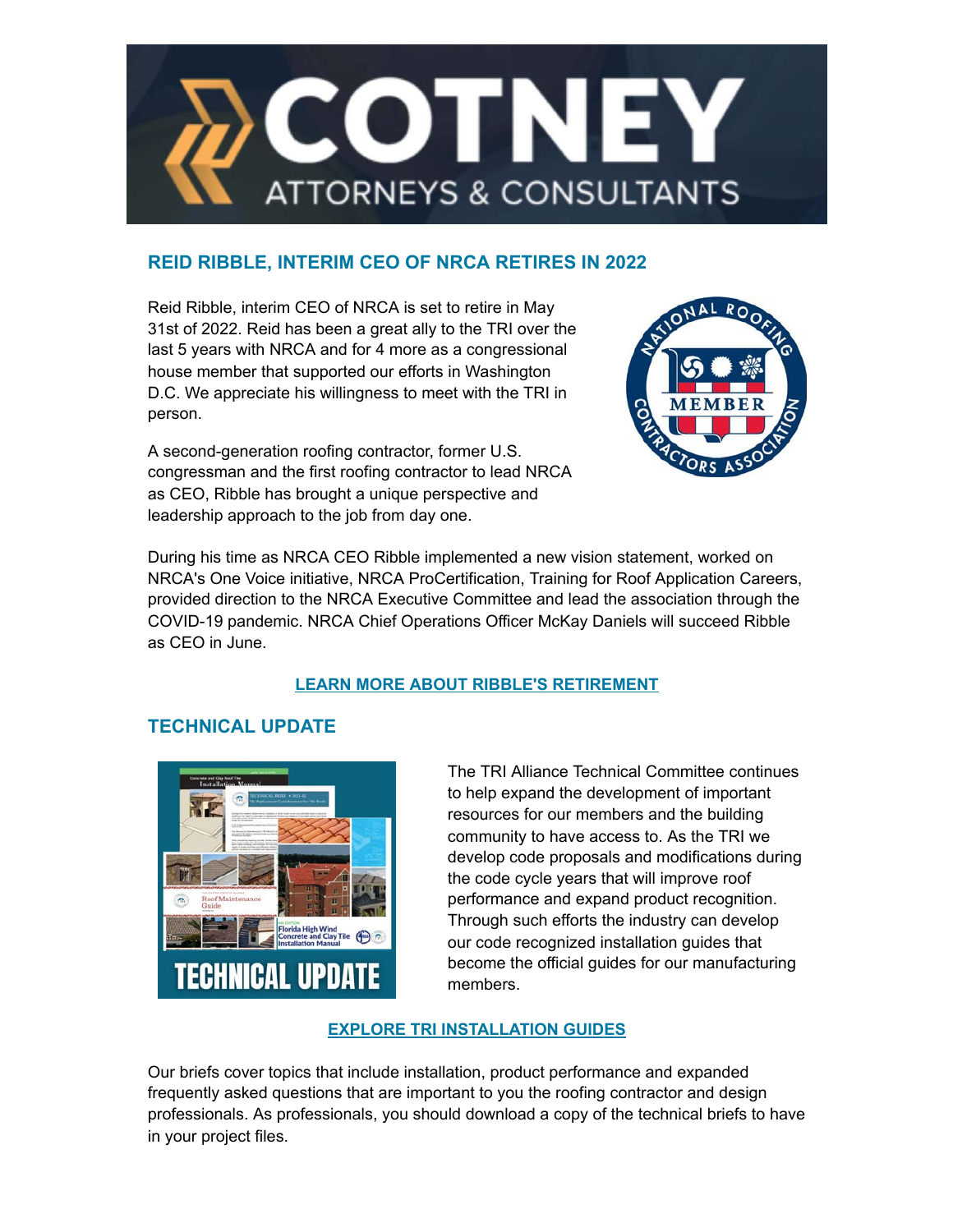## REID RIBBLE, INTERIM CEO OF NRCA RETIRES IN 2022

Reid Ribble, interim CEO of NRCA is set to retire in May 31st of 2022. Reid has been a great ally to the TRI over the last 5 years with NRCA and for 4 more as a congressional house member that supported our efforts in Washington D.C. We appreciate his willingness to meet with the TRI in person.

A second-generation roofing contractor, former U.S. congressman and the first roofing contractor to lead NRCA as CEO, Ribble has brought a unique perspective and leadership approach to the job from day one.

During his time as NRCA CEO Ribble implemented a new vision statement, worked on NRCA's One Voice initiative, NRCA ProCertification, Training for Roof Application Careers, provided direction to the NRCA Executive Committee and lead the association through the COVID-19 pandemic. NRCA Chief Operations Officer McKay Daniels will succeed Ribble as CEO in June.

**LEARN MORE ABOUT RIBBLE'S RETIREMENT**

## TECHNICAL UPDATE

The TRI Alliance Technical Committee continues to help expand the development of important resources for our members and the building community to have access to. As the TRI we develop code proposals and modifications during the code cycle years that will improve roof performance and expand product recognition. Through such efforts the industry can develop our code recognized installation guides that become the official guides for our manufacturing members.

**EXPLORE TRI INSTALLATION GUIDES**

Our briefs cover topics that include installation, product performance and expanded frequently asked questions that are important to you the roofing contractor and design professionals. As professionals, you should download a copy of the technical briefs to have in your project files.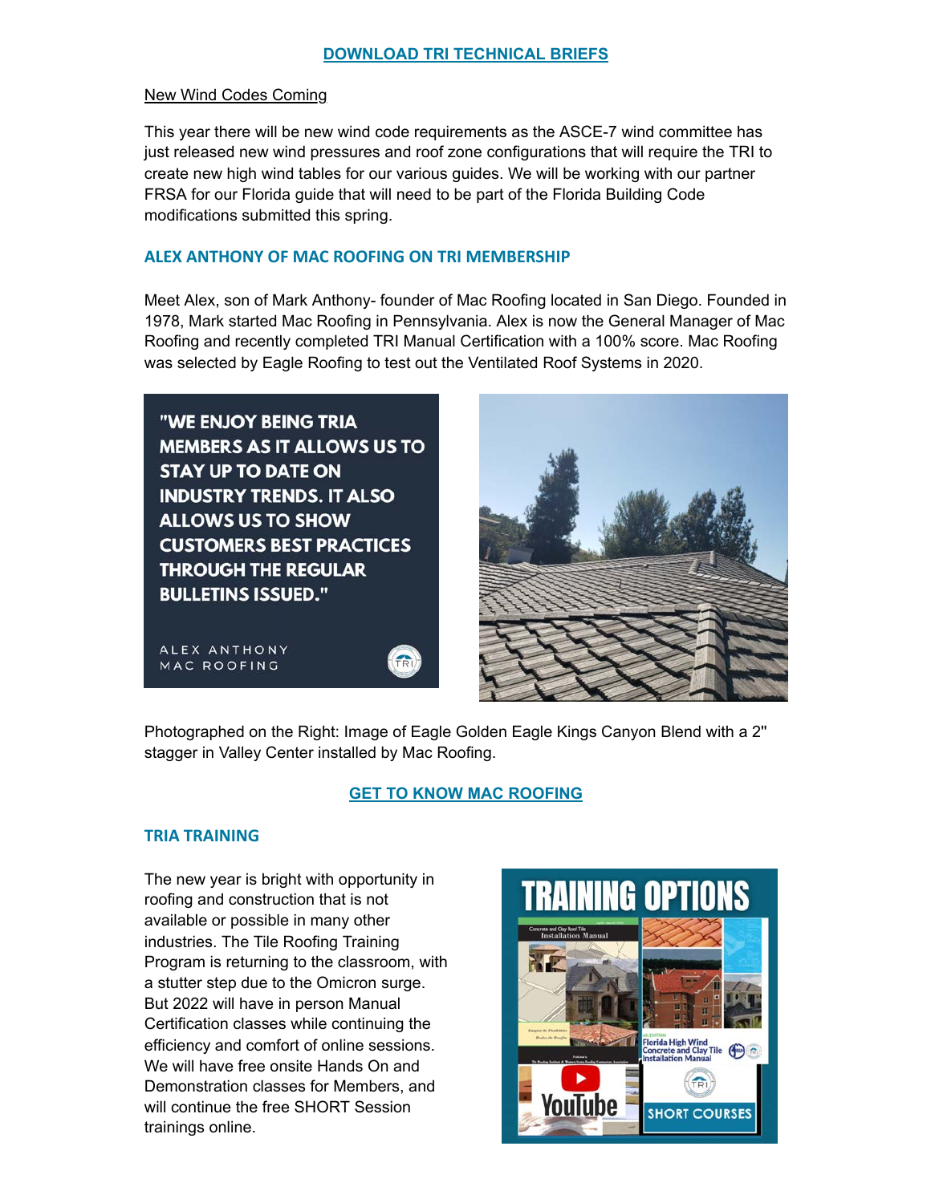**DOWNLOAD TRI TECHNICAL BRIEFS**

New Wind Codes Coming

This year there will be new wind code requirements as the ASCE-7 wind committee has just released new wind pressures and roof zone configurations that will require the TRI to create new high wind tables for our various guides. We will be working with our partner FRSA for our Florida guide that will need to be part of the Florida Building Code modifications submitted this spring.

## ALEX ANTHONY OF MAC ROOFING ON TRI MEMBERSHIP

Meet Alex, son of Mark Anthony- founder of Mac Roofing located in San Diego. Founded in 1978, Mark started Mac Roofing in Pennsylvania. Alex is now the General Manager of Mac Roofing and recently completed TRI Manual Certification with a 100% score. Mac Roofing was selected by Eagle Roofing to test out the Ventilated Roof Systems in 2020.

**"WE ENJOY BEING TRIA MEMBERS AS IT ALLOWS US TO STAY UP TO DATE ON INDUSTRY TRENDS. IT ALSO ALLOWS US TO SHOW CUSTOMERS BEST PRACTICES THROUGH THE REGULAR BULLETINS ISSUED."**

ALEX ANTHONY
MAC ROOFING

Photographed on the Right: Image of Eagle Golden Eagle Kings Canyon Blend with a 2" stagger in Valley Center installed by Mac Roofing.

**GET TO KNOW MAC ROOFING**

## TRIA TRAINING

The new year is bright with opportunity in roofing and construction that is not available or possible in many other industries. The Tile Roofing Training Program is returning to the classroom, with a stutter step due to the Omicron surge. But 2022 will have in person Manual Certification classes while continuing the efficiency and comfort of online sessions. We will have free onsite Hands On and Demonstration classes for Members, and will continue the free SHORT Session trainings online.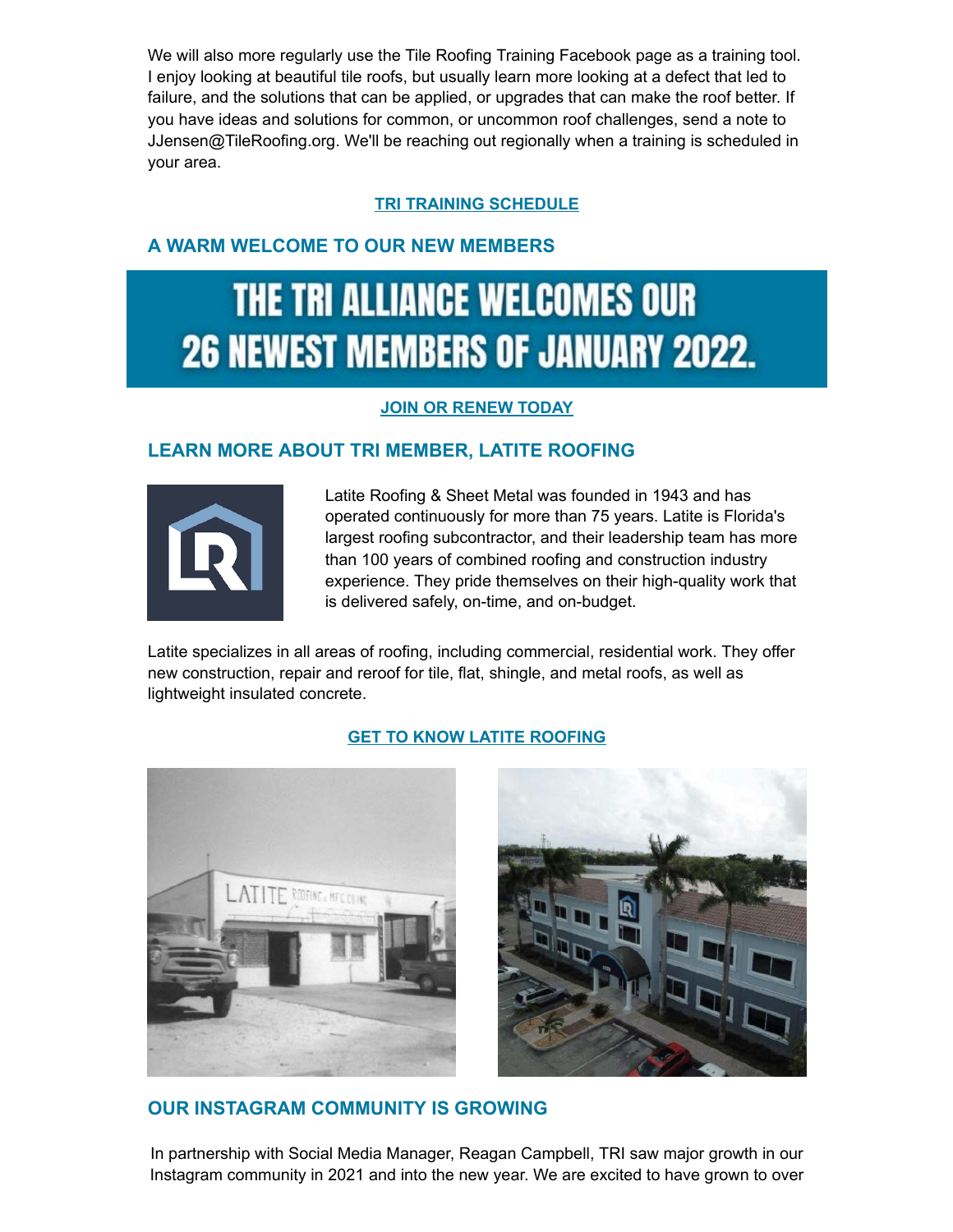We will also more regularly use the Tile Roofing Training Facebook page as a training tool. I enjoy looking at beautiful tile roofs, but usually learn more looking at a defect that led to failure, and the solutions that can be applied, or upgrades that can make the roof better. If you have ideas and solutions for common, or uncommon roof challenges, send a note to JJensen@TileRoofing.org. We'll be reaching out regionally when a training is scheduled in your area.

**TRI TRAINING SCHEDULE**

## A WARM WELCOME TO OUR NEW MEMBERS

THE TRI ALLIANCE WELCOMES OUR 26 NEWEST MEMBERS OF JANUARY 2022.

**JOIN OR RENEW TODAY**

## LEARN MORE ABOUT TRI MEMBER, LATITE ROOFING

Latite Roofing & Sheet Metal was founded in 1943 and has operated continuously for more than 75 years. Latite is Florida's largest roofing subcontractor, and their leadership team has more than 100 years of combined roofing and construction industry experience. They pride themselves on their high-quality work that is delivered safely, on-time, and on-budget.

Latite specializes in all areas of roofing, including commercial, residential work. They offer new construction, repair and reroof for tile, flat, shingle, and metal roofs, as well as lightweight insulated concrete.

**GET TO KNOW LATITE ROOFING**

## OUR INSTAGRAM COMMUNITY IS GROWING

In partnership with Social Media Manager, Reagan Campbell, TRI saw major growth in our Instagram community in 2021 and into the new year. We are excited to have grown to over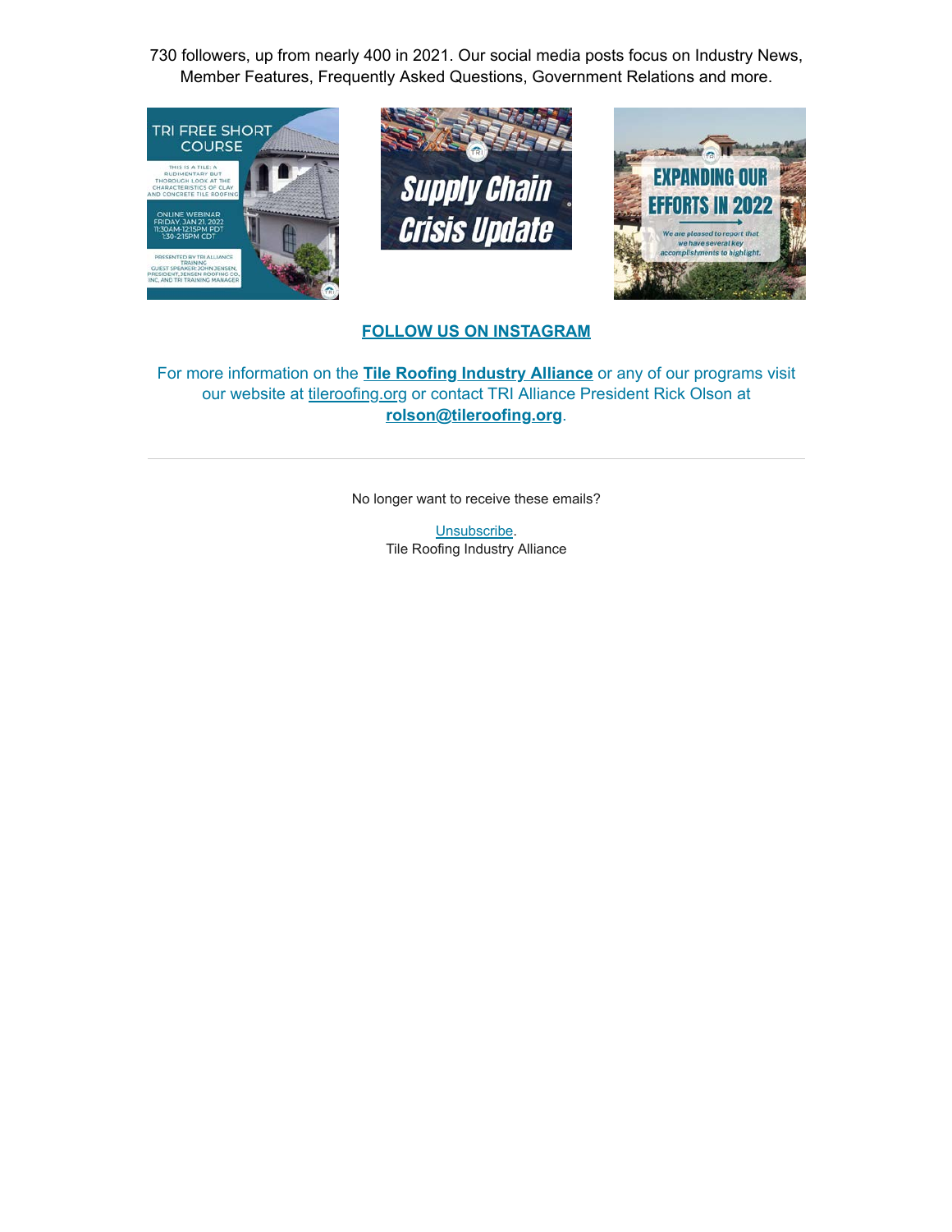730 followers, up from nearly 400 in 2021. Our social media posts focus on Industry News, Member Features, Frequently Asked Questions, Government Relations and more.

**FOLLOW US ON INSTAGRAM**

For more information on the **Tile Roofing Industry Alliance** or any of our programs visit our website at tileroofing.org or contact TRI Alliance President Rick Olson at **rolson@tileroofing.org**.

---

No longer want to receive these emails?

Unsubscribe.
Tile Roofing Industry Alliance